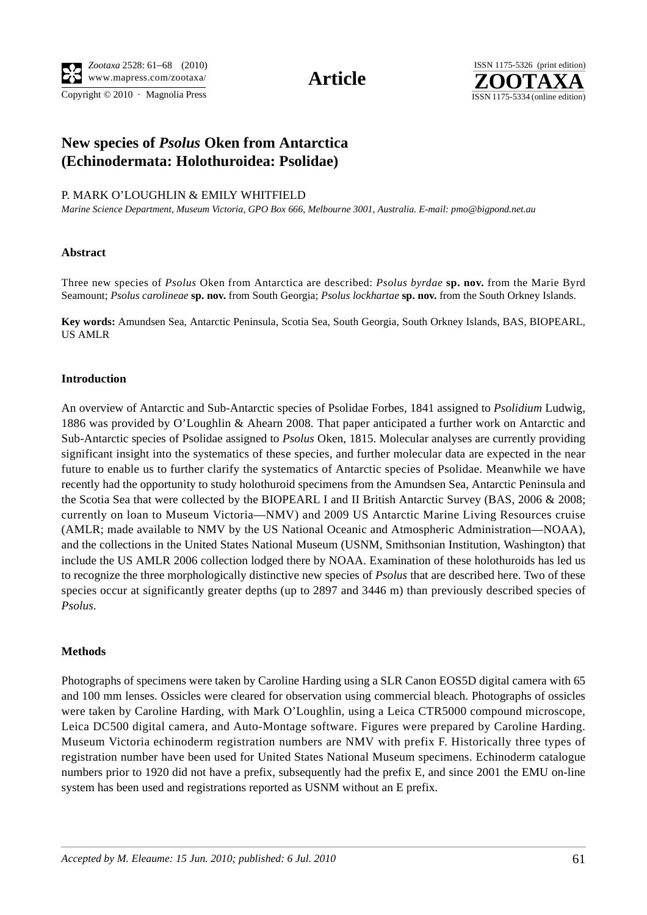# New species of *Psolus* Oken from Antarctica (Echinodermata: Holothuroidea: Psolidae)

P. MARK O'LOUGHLIN & EMILY WHITFIELD

*Marine Science Department, Museum Victoria, GPO Box 666, Melbourne 3001, Australia. E-mail: pmo@bigpond.net.au*

### Abstract

Three new species of *Psolus* Oken from Antarctica are described: *Psolus byrdae* **sp. nov.** from the Marie Byrd Seamount; *Psolus carolineae* **sp. nov.** from South Georgia; *Psolus lockhartae* **sp. nov.** from the South Orkney Islands.

**Key words:** Amundsen Sea, Antarctic Peninsula, Scotia Sea, South Georgia, South Orkney Islands, BAS, BIOPEARL, US AMLR

### Introduction

An overview of Antarctic and Sub-Antarctic species of Psolidae Forbes, 1841 assigned to *Psolidium* Ludwig, 1886 was provided by O'Loughlin & Ahearn 2008. That paper anticipated a further work on Antarctic and Sub-Antarctic species of Psolidae assigned to *Psolus* Oken, 1815. Molecular analyses are currently providing significant insight into the systematics of these species, and further molecular data are expected in the near future to enable us to further clarify the systematics of Antarctic species of Psolidae. Meanwhile we have recently had the opportunity to study holothuroid specimens from the Amundsen Sea, Antarctic Peninsula and the Scotia Sea that were collected by the BIOPEARL I and II British Antarctic Survey (BAS, 2006 & 2008; currently on loan to Museum Victoria—NMV) and 2009 US Antarctic Marine Living Resources cruise (AMLR; made available to NMV by the US National Oceanic and Atmospheric Administration—NOAA), and the collections in the United States National Museum (USNM, Smithsonian Institution, Washington) that include the US AMLR 2006 collection lodged there by NOAA. Examination of these holothuroids has led us to recognize the three morphologically distinctive new species of *Psolus* that are described here. Two of these species occur at significantly greater depths (up to 2897 and 3446 m) than previously described species of *Psolus*.

### Methods

Photographs of specimens were taken by Caroline Harding using a SLR Canon EOS5D digital camera with 65 and 100 mm lenses. Ossicles were cleared for observation using commercial bleach. Photographs of ossicles were taken by Caroline Harding, with Mark O'Loughlin, using a Leica CTR5000 compound microscope, Leica DC500 digital camera, and Auto-Montage software. Figures were prepared by Caroline Harding. Museum Victoria echinoderm registration numbers are NMV with prefix F. Historically three types of registration number have been used for United States National Museum specimens. Echinoderm catalogue numbers prior to 1920 did not have a prefix, subsequently had the prefix E, and since 2001 the EMU on-line system has been used and registrations reported as USNM without an E prefix.

*Accepted by M. Eleaume: 15 Jun. 2010; published: 6 Jul. 2010*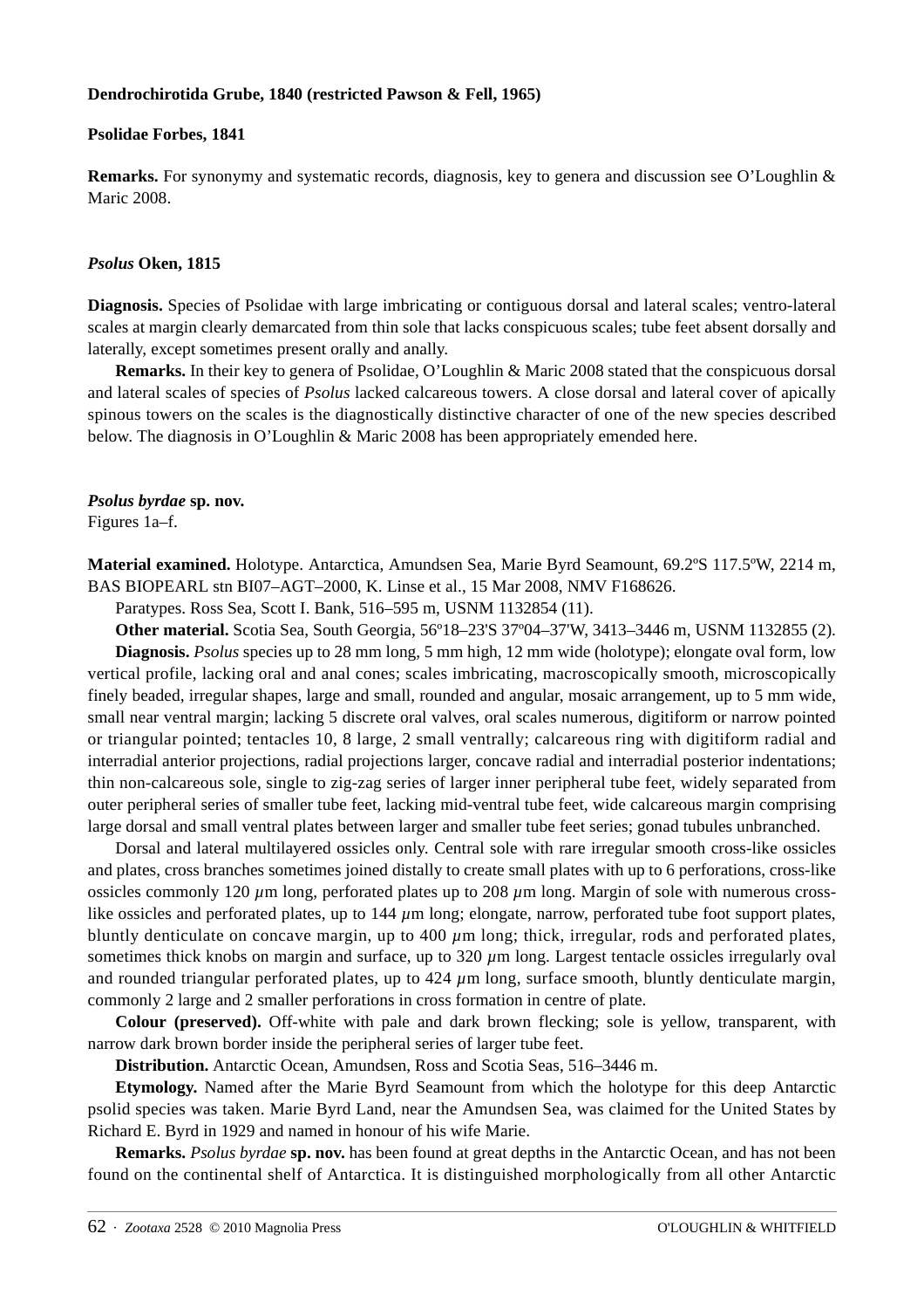**Dendrochirotida Grube, 1840 (restricted Pawson & Fell, 1965)**

**Psolidae Forbes, 1841**

**Remarks.** For synonymy and systematic records, diagnosis, key to genera and discussion see O'Loughlin & Maric 2008.

***Psolus*** **Oken, 1815**

**Diagnosis.** Species of Psolidae with large imbricating or contiguous dorsal and lateral scales; ventro-lateral scales at margin clearly demarcated from thin sole that lacks conspicuous scales; tube feet absent dorsally and laterally, except sometimes present orally and anally.

**Remarks.** In their key to genera of Psolidae, O'Loughlin & Maric 2008 stated that the conspicuous dorsal and lateral scales of species of *Psolus* lacked calcareous towers. A close dorsal and lateral cover of apically spinous towers on the scales is the diagnostically distinctive character of one of the new species described below. The diagnosis in O'Loughlin & Maric 2008 has been appropriately emended here.

***Psolus byrdae*** **sp. nov.**

Figures 1a–f.

**Material examined.** Holotype. Antarctica, Amundsen Sea, Marie Byrd Seamount, 69.2ºS 117.5ºW, 2214 m, BAS BIOPEARL stn BI07–AGT–2000, K. Linse et al., 15 Mar 2008, NMV F168626.

Paratypes. Ross Sea, Scott I. Bank, 516–595 m, USNM 1132854 (11).

**Other material.** Scotia Sea, South Georgia, 56º18–23'S 37º04–37'W, 3413–3446 m, USNM 1132855 (2).

**Diagnosis.** *Psolus* species up to 28 mm long, 5 mm high, 12 mm wide (holotype); elongate oval form, low vertical profile, lacking oral and anal cones; scales imbricating, macroscopically smooth, microscopically finely beaded, irregular shapes, large and small, rounded and angular, mosaic arrangement, up to 5 mm wide, small near ventral margin; lacking 5 discrete oral valves, oral scales numerous, digitiform or narrow pointed or triangular pointed; tentacles 10, 8 large, 2 small ventrally; calcareous ring with digitiform radial and interradial anterior projections, radial projections larger, concave radial and interradial posterior indentations; thin non-calcareous sole, single to zig-zag series of larger inner peripheral tube feet, widely separated from outer peripheral series of smaller tube feet, lacking mid-ventral tube feet, wide calcareous margin comprising large dorsal and small ventral plates between larger and smaller tube feet series; gonad tubules unbranched.

Dorsal and lateral multilayered ossicles only. Central sole with rare irregular smooth cross-like ossicles and plates, cross branches sometimes joined distally to create small plates with up to 6 perforations, cross-like ossicles commonly 120 $\mu$m long, perforated plates up to 208 $\mu$m long. Margin of sole with numerous cross-like ossicles and perforated plates, up to 144 $\mu$m long; elongate, narrow, perforated tube foot support plates, bluntly denticulate on concave margin, up to 400 $\mu$m long; thick, irregular, rods and perforated plates, sometimes thick knobs on margin and surface, up to 320 $\mu$m long. Largest tentacle ossicles irregularly oval and rounded triangular perforated plates, up to 424 $\mu$m long, surface smooth, bluntly denticulate margin, commonly 2 large and 2 smaller perforations in cross formation in centre of plate.

**Colour (preserved).** Off-white with pale and dark brown flecking; sole is yellow, transparent, with narrow dark brown border inside the peripheral series of larger tube feet.

**Distribution.** Antarctic Ocean, Amundsen, Ross and Scotia Seas, 516–3446 m.

**Etymology.** Named after the Marie Byrd Seamount from which the holotype for this deep Antarctic psolid species was taken. Marie Byrd Land, near the Amundsen Sea, was claimed for the United States by Richard E. Byrd in 1929 and named in honour of his wife Marie.

**Remarks.** *Psolus byrdae* **sp. nov.** has been found at great depths in the Antarctic Ocean, and has not been found on the continental shelf of Antarctica. It is distinguished morphologically from all other Antarctic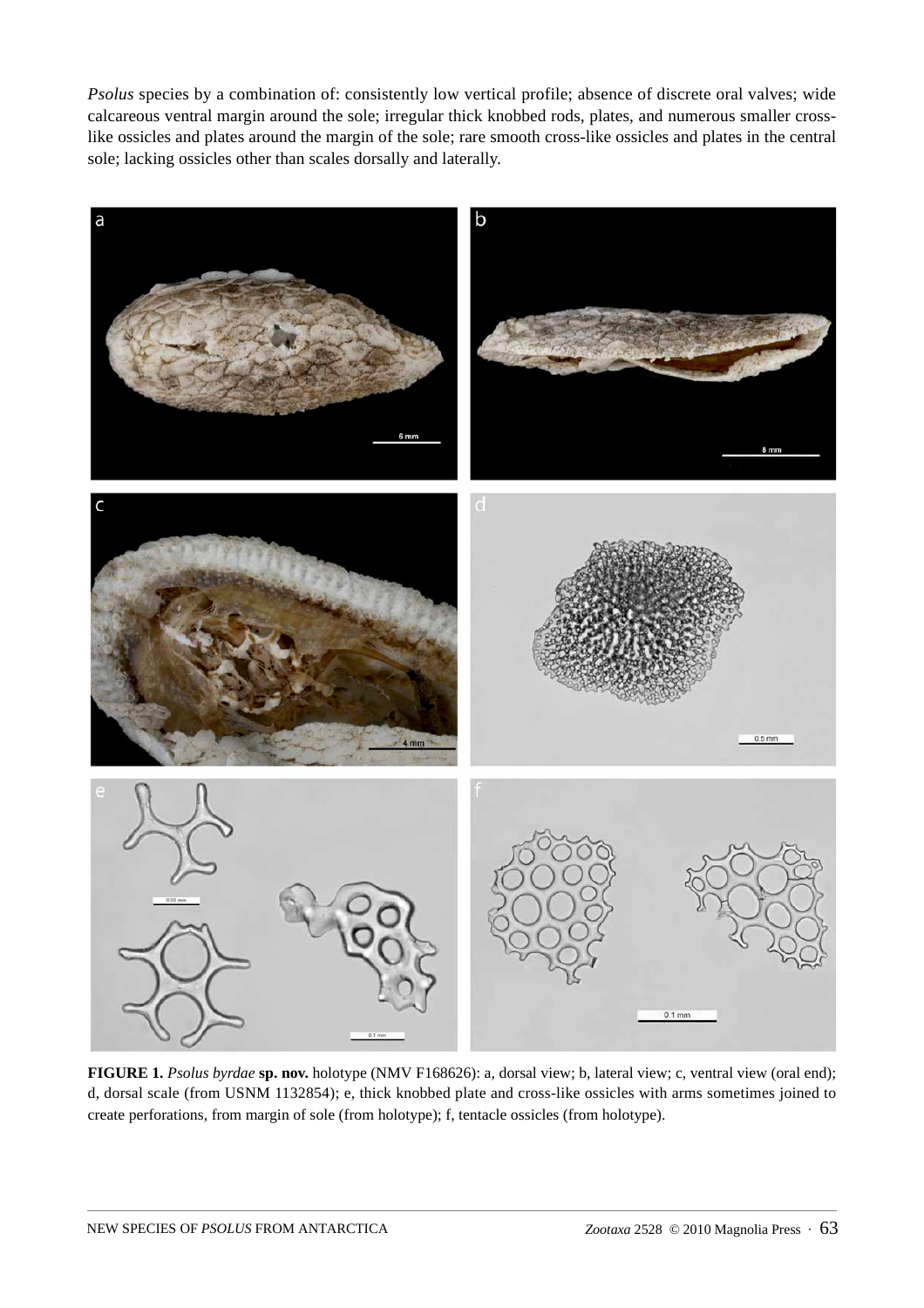*Psolus* species by a combination of: consistently low vertical profile; absence of discrete oral valves; wide calcareous ventral margin around the sole; irregular thick knobbed rods, plates, and numerous smaller cross-like ossicles and plates around the margin of the sole; rare smooth cross-like ossicles and plates in the central sole; lacking ossicles other than scales dorsally and laterally.

**FIGURE 1.** *Psolus byrdae* **sp. nov.** holotype (NMV F168626): a, dorsal view; b, lateral view; c, ventral view (oral end); d, dorsal scale (from USNM 1132854); e, thick knobbed plate and cross-like ossicles with arms sometimes joined to create perforations, from margin of sole (from holotype); f, tentacle ossicles (from holotype).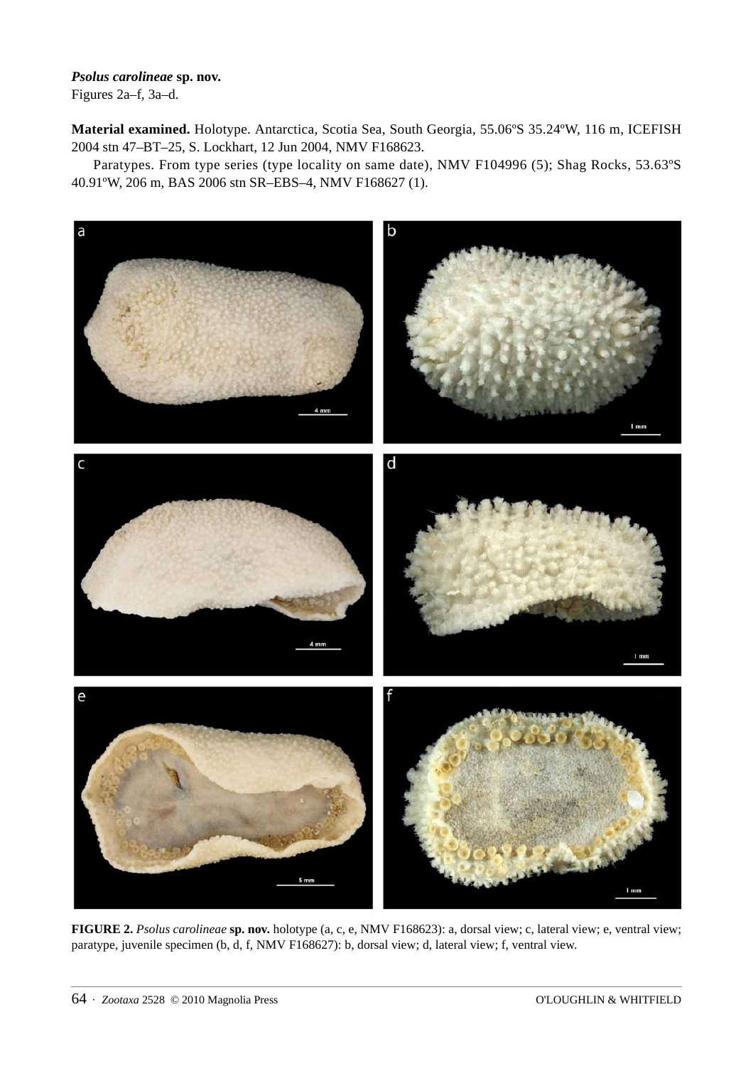***Psolus carolineae* sp. nov.**
Figures 2a–f, 3a–d.

**Material examined.** Holotype. Antarctica, Scotia Sea, South Georgia, 55.06ºS 35.24ºW, 116 m, ICEFISH 2004 stn 47–BT–25, S. Lockhart, 12 Jun 2004, NMV F168623.

Paratypes. From type series (type locality on same date), NMV F104996 (5); Shag Rocks, 53.63ºS 40.91ºW, 206 m, BAS 2006 stn SR–EBS–4, NMV F168627 (1).

**FIGURE 2.** *Psolus carolineae* **sp. nov.** holotype (a, c, e, NMV F168623): a, dorsal view; c, lateral view; e, ventral view; paratype, juvenile specimen (b, d, f, NMV F168627): b, dorsal view; d, lateral view; f, ventral view.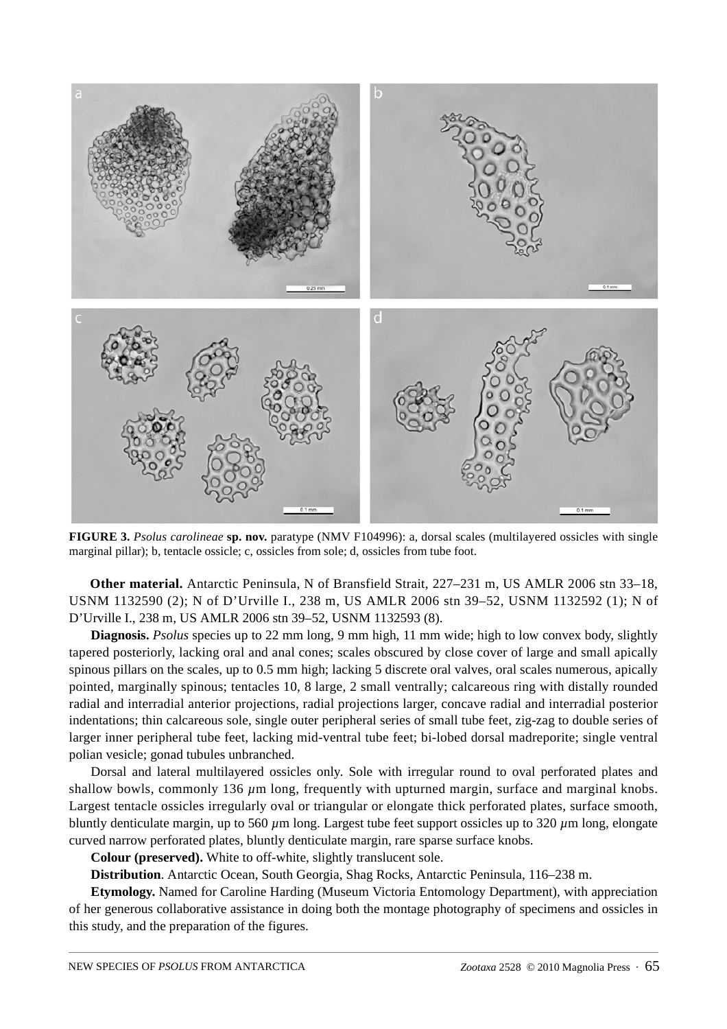**FIGURE 3.** *Psolus carolineae* **sp. nov.** paratype (NMV F104996): a, dorsal scales (multilayered ossicles with single marginal pillar); b, tentacle ossicle; c, ossicles from sole; d, ossicles from tube foot.

**Other material.** Antarctic Peninsula, N of Bransfield Strait, 227–231 m, US AMLR 2006 stn 33–18, USNM 1132590 (2); N of D'Urville I., 238 m, US AMLR 2006 stn 39–52, USNM 1132592 (1); N of D'Urville I., 238 m, US AMLR 2006 stn 39–52, USNM 1132593 (8).

**Diagnosis.** *Psolus* species up to 22 mm long, 9 mm high, 11 mm wide; high to low convex body, slightly tapered posteriorly, lacking oral and anal cones; scales obscured by close cover of large and small apically spinous pillars on the scales, up to 0.5 mm high; lacking 5 discrete oral valves, oral scales numerous, apically pointed, marginally spinous; tentacles 10, 8 large, 2 small ventrally; calcareous ring with distally rounded radial and interradial anterior projections, radial projections larger, concave radial and interradial posterior indentations; thin calcareous sole, single outer peripheral series of small tube feet, zig-zag to double series of larger inner peripheral tube feet, lacking mid-ventral tube feet; bi-lobed dorsal madreporite; single ventral polian vesicle; gonad tubules unbranched.

Dorsal and lateral multilayered ossicles only. Sole with irregular round to oval perforated plates and shallow bowls, commonly 136 μm long, frequently with upturned margin, surface and marginal knobs. Largest tentacle ossicles irregularly oval or triangular or elongate thick perforated plates, surface smooth, bluntly denticulate margin, up to 560 μm long. Largest tube feet support ossicles up to 320 μm long, elongate curved narrow perforated plates, bluntly denticulate margin, rare sparse surface knobs.

**Colour (preserved).** White to off-white, slightly translucent sole.

**Distribution**. Antarctic Ocean, South Georgia, Shag Rocks, Antarctic Peninsula, 116–238 m.

**Etymology.** Named for Caroline Harding (Museum Victoria Entomology Department), with appreciation of her generous collaborative assistance in doing both the montage photography of specimens and ossicles in this study, and the preparation of the figures.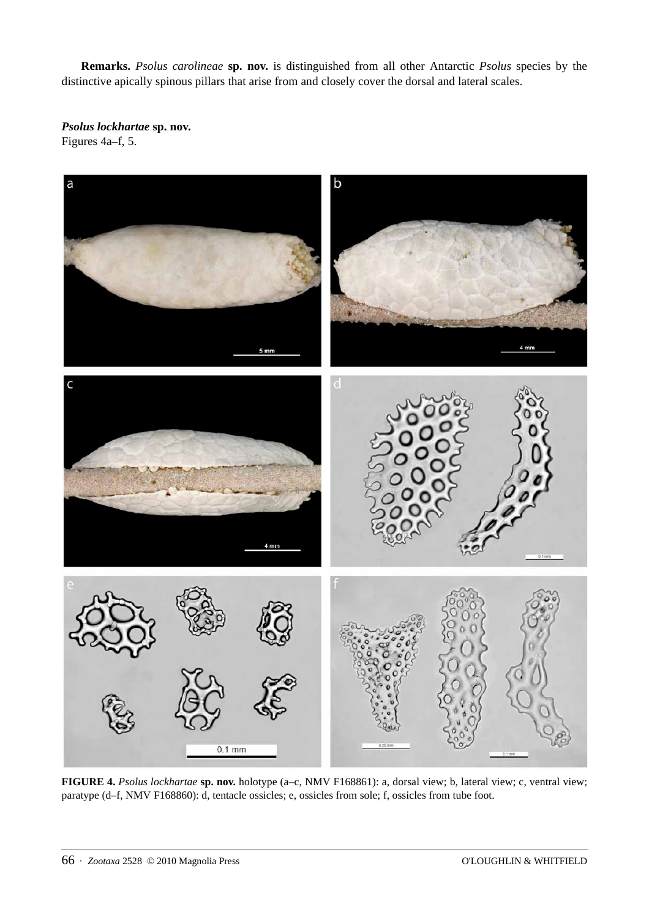**Remarks.** *Psolus carolineae* **sp. nov.** is distinguished from all other Antarctic *Psolus* species by the distinctive apically spinous pillars that arise from and closely cover the dorsal and lateral scales.

***Psolus lockhartae* sp. nov.**
Figures 4a–f, 5.

**FIGURE 4.** *Psolus lockhartae* **sp. nov.** holotype (a–c, NMV F168861): a, dorsal view; b, lateral view; c, ventral view; paratype (d–f, NMV F168860): d, tentacle ossicles; e, ossicles from sole; f, ossicles from tube foot.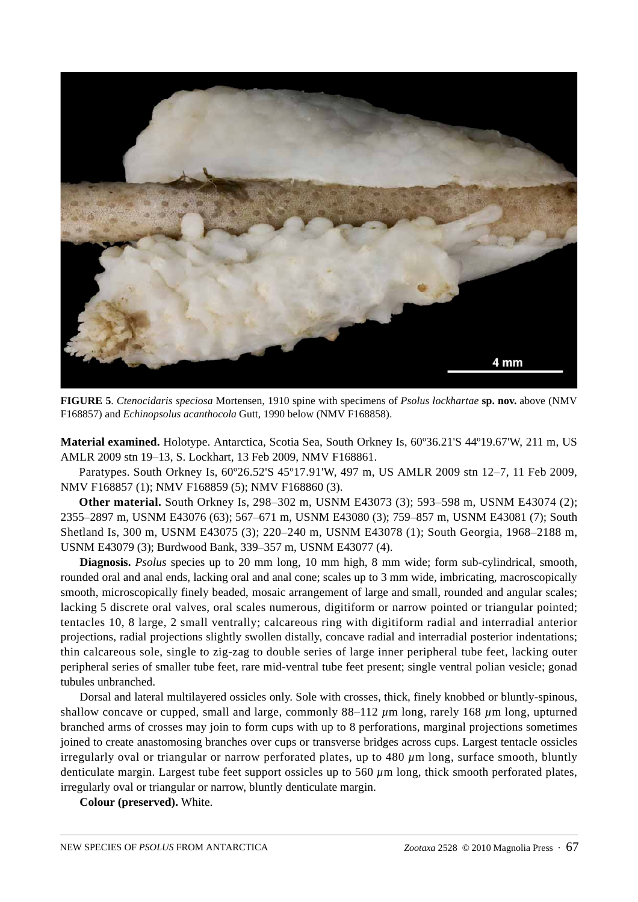**FIGURE 5**. *Ctenocidaris speciosa* Mortensen, 1910 spine with specimens of *Psolus lockhartae* **sp. nov.** above (NMV F168857) and *Echinopsolus acanthocola* Gutt, 1990 below (NMV F168858).

**Material examined.** Holotype. Antarctica, Scotia Sea, South Orkney Is, 60º36.21'S 44º19.67'W, 211 m, US AMLR 2009 stn 19–13, S. Lockhart, 13 Feb 2009, NMV F168861.

Paratypes. South Orkney Is, 60º26.52'S 45º17.91'W, 497 m, US AMLR 2009 stn 12–7, 11 Feb 2009, NMV F168857 (1); NMV F168859 (5); NMV F168860 (3).

**Other material.** South Orkney Is, 298–302 m, USNM E43073 (3); 593–598 m, USNM E43074 (2); 2355–2897 m, USNM E43076 (63); 567–671 m, USNM E43080 (3); 759–857 m, USNM E43081 (7); South Shetland Is, 300 m, USNM E43075 (3); 220–240 m, USNM E43078 (1); South Georgia, 1968–2188 m, USNM E43079 (3); Burdwood Bank, 339–357 m, USNM E43077 (4).

**Diagnosis.** *Psolus* species up to 20 mm long, 10 mm high, 8 mm wide; form sub-cylindrical, smooth, rounded oral and anal ends, lacking oral and anal cone; scales up to 3 mm wide, imbricating, macroscopically smooth, microscopically finely beaded, mosaic arrangement of large and small, rounded and angular scales; lacking 5 discrete oral valves, oral scales numerous, digitiform or narrow pointed or triangular pointed; tentacles 10, 8 large, 2 small ventrally; calcareous ring with digitiform radial and interradial anterior projections, radial projections slightly swollen distally, concave radial and interradial posterior indentations; thin calcareous sole, single to zig-zag to double series of large inner peripheral tube feet, lacking outer peripheral series of smaller tube feet, rare mid-ventral tube feet present; single ventral polian vesicle; gonad tubules unbranched.

Dorsal and lateral multilayered ossicles only. Sole with crosses, thick, finely knobbed or bluntly-spinous, shallow concave or cupped, small and large, commonly 88–112 $\mu$m long, rarely 168 $\mu$m long, upturned branched arms of crosses may join to form cups with up to 8 perforations, marginal projections sometimes joined to create anastomosing branches over cups or transverse bridges across cups. Largest tentacle ossicles irregularly oval or triangular or narrow perforated plates, up to 480 $\mu$m long, surface smooth, bluntly denticulate margin. Largest tube feet support ossicles up to 560 $\mu$m long, thick smooth perforated plates, irregularly oval or triangular or narrow, bluntly denticulate margin.

**Colour (preserved).** White.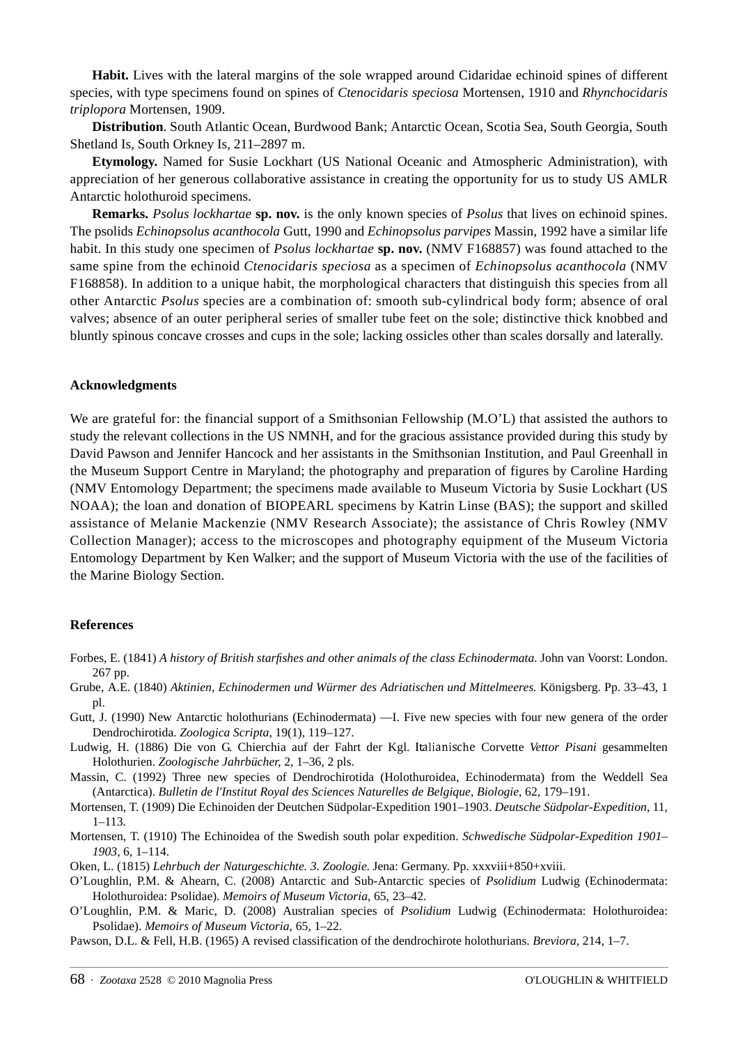**Habit.** Lives with the lateral margins of the sole wrapped around Cidaridae echinoid spines of different species, with type specimens found on spines of *Ctenocidaris speciosa* Mortensen, 1910 and *Rhynchocidaris triplopora* Mortensen, 1909.

**Distribution**. South Atlantic Ocean, Burdwood Bank; Antarctic Ocean, Scotia Sea, South Georgia, South Shetland Is, South Orkney Is, 211–2897 m.

**Etymology.** Named for Susie Lockhart (US National Oceanic and Atmospheric Administration), with appreciation of her generous collaborative assistance in creating the opportunity for us to study US AMLR Antarctic holothuroid specimens.

**Remarks.** *Psolus lockhartae* **sp. nov.** is the only known species of *Psolus* that lives on echinoid spines. The psolids *Echinopsolus acanthocola* Gutt, 1990 and *Echinopsolus parvipes* Massin, 1992 have a similar life habit. In this study one specimen of *Psolus lockhartae* **sp. nov.** (NMV F168857) was found attached to the same spine from the echinoid *Ctenocidaris speciosa* as a specimen of *Echinopsolus acanthocola* (NMV F168858). In addition to a unique habit, the morphological characters that distinguish this species from all other Antarctic *Psolus* species are a combination of: smooth sub-cylindrical body form; absence of oral valves; absence of an outer peripheral series of smaller tube feet on the sole; distinctive thick knobbed and bluntly spinous concave crosses and cups in the sole; lacking ossicles other than scales dorsally and laterally.

## Acknowledgments

We are grateful for: the financial support of a Smithsonian Fellowship (M.O'L) that assisted the authors to study the relevant collections in the US NMNH, and for the gracious assistance provided during this study by David Pawson and Jennifer Hancock and her assistants in the Smithsonian Institution, and Paul Greenhall in the Museum Support Centre in Maryland; the photography and preparation of figures by Caroline Harding (NMV Entomology Department; the specimens made available to Museum Victoria by Susie Lockhart (US NOAA); the loan and donation of BIOPEARL specimens by Katrin Linse (BAS); the support and skilled assistance of Melanie Mackenzie (NMV Research Associate); the assistance of Chris Rowley (NMV Collection Manager); access to the microscopes and photography equipment of the Museum Victoria Entomology Department by Ken Walker; and the support of Museum Victoria with the use of the facilities of the Marine Biology Section.

## References

Forbes, E. (1841) *A history of British starfishes and other animals of the class Echinodermata.* John van Voorst: London. 267 pp.

Grube, A.E. (1840) *Aktinien, Echinodermen und Würmer des Adriatischen und Mittelmeeres.* Königsberg. Pp. 33–43, 1 pl.

Gutt, J. (1990) New Antarctic holothurians (Echinodermata) —I. Five new species with four new genera of the order Dendrochirotida. *Zoologica Scripta,* 19(1), 119–127.

Ludwig, H. (1886) Die von G. Chierchia auf der Fahrt der Kgl. Italianische Corvette *Vettor Pisani* gesammelten Holothurien. *Zoologische Jahrbücher,* 2, 1–36, 2 pls.

Massin, C. (1992) Three new species of Dendrochirotida (Holothuroidea, Echinodermata) from the Weddell Sea (Antarctica). *Bulletin de l'Institut Royal des Sciences Naturelles de Belgique, Biologie*, 62, 179–191.

Mortensen, T. (1909) Die Echinoiden der Deutchen Südpolar-Expedition 1901–1903. *Deutsche Südpolar-Expedition*, 11, 1–113.

Mortensen, T. (1910) The Echinoidea of the Swedish south polar expedition. *Schwedische Südpolar-Expedition 1901–1903*, 6, 1–114.

Oken, L. (1815) *Lehrbuch der Naturgeschichte. 3. Zoologie.* Jena: Germany. Pp. xxxviii+850+xviii.

O'Loughlin, P.M. & Ahearn, C. (2008) Antarctic and Sub-Antarctic species of *Psolidium* Ludwig (Echinodermata: Holothuroidea: Psolidae). *Memoirs of Museum Victoria,* 65, 23–42.

O'Loughlin, P.M. & Maric, D. (2008) Australian species of *Psolidium* Ludwig (Echinodermata: Holothuroidea: Psolidae). *Memoirs of Museum Victoria,* 65, 1–22.

Pawson, D.L. & Fell, H.B. (1965) A revised classification of the dendrochirote holothurians. *Breviora,* 214, 1–7.